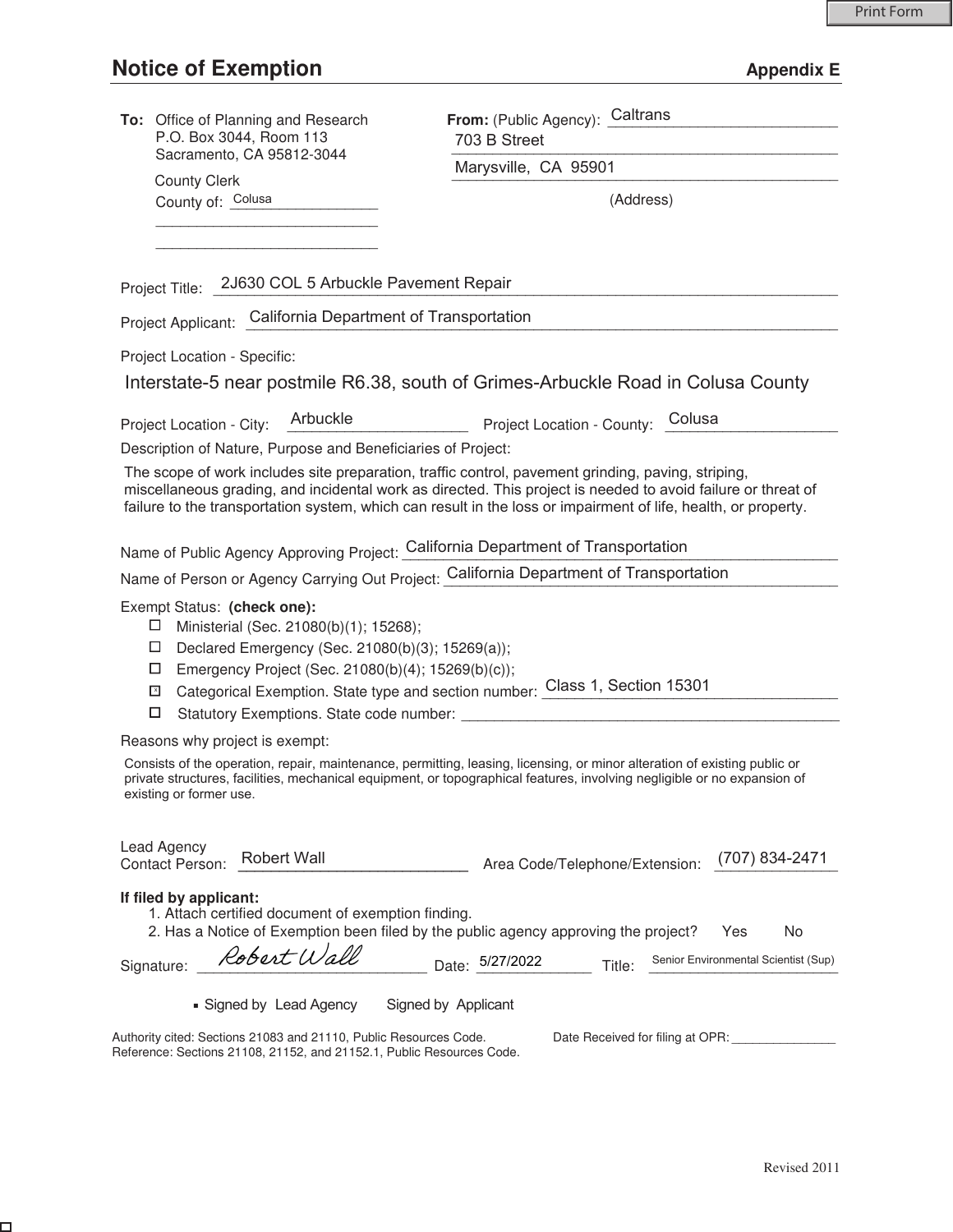Print Form

# Notice of Exemption

**Appendix E**

**To:** Office of Planning and Research
P.O. Box 3044, Room 113
Sacramento, CA 95812-3044

County Clerk
County of: Colusa

**From:** (Public Agency): Caltrans
703 B Street
Marysville, CA 95901
(Address)

Project Title: 2J630 COL 5 Arbuckle Pavement Repair

Project Applicant: California Department of Transportation

Project Location - Specific:

Interstate-5 near postmile R6.38, south of Grimes-Arbuckle Road in Colusa County

Project Location - City: Arbuckle  Project Location - County: Colusa

Description of Nature, Purpose and Beneficiaries of Project:

The scope of work includes site preparation, traffic control, pavement grinding, paving, striping, miscellaneous grading, and incidental work as directed. This project is needed to avoid failure or threat of failure to the transportation system, which can result in the loss or impairment of life, health, or property.

Name of Public Agency Approving Project: California Department of Transportation

Name of Person or Agency Carrying Out Project: California Department of Transportation

Exempt Status: **(check one):**

- ☐ Ministerial (Sec. 21080(b)(1); 15268);
- ☐ Declared Emergency (Sec. 21080(b)(3); 15269(a));
- ☐ Emergency Project (Sec. 21080(b)(4); 15269(b)(c));
- ☒ Categorical Exemption. State type and section number: Class 1, Section 15301
- ☐ Statutory Exemptions. State code number: \_\_\_\_\_\_\_\_\_\_

Reasons why project is exempt:

Consists of the operation, repair, maintenance, permitting, leasing, licensing, or minor alteration of existing public or private structures, facilities, mechanical equipment, or topographical features, involving negligible or no expansion of existing or former use.

Lead Agency Contact Person: Robert Wall  Area Code/Telephone/Extension: (707) 834-2471

**If filed by applicant:**

1. Attach certified document of exemption finding.
2. Has a Notice of Exemption been filed by the public agency approving the project?  Yes  No

Signature: Robert Wall  Date: 5/27/2022  Title: Senior Environmental Scientist (Sup)

■ Signed by Lead Agency  Signed by Applicant

Authority cited: Sections 21083 and 21110, Public Resources Code.
Reference: Sections 21108, 21152, and 21152.1, Public Resources Code.

Date Received for filing at OPR: \_\_\_\_\_\_\_\_\_\_

Revised 2011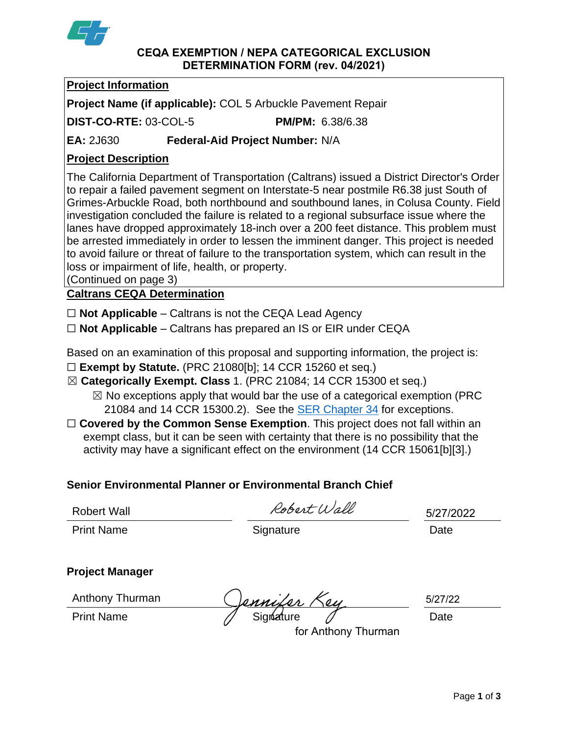# CEQA EXEMPTION / NEPA CATEGORICAL EXCLUSION DETERMINATION FORM (rev. 04/2021)

## Project Information

**Project Name (if applicable):** COL 5 Arbuckle Pavement Repair

**DIST-CO-RTE:** 03-COL-5 **PM/PM:** 6.38/6.38

**EA:** 2J630 **Federal-Aid Project Number:** N/A

## Project Description

The California Department of Transportation (Caltrans) issued a District Director's Order to repair a failed pavement segment on Interstate-5 near postmile R6.38 just South of Grimes-Arbuckle Road, both northbound and southbound lanes, in Colusa County. Field investigation concluded the failure is related to a regional subsurface issue where the lanes have dropped approximately 18-inch over a 200 feet distance. This problem must be arrested immediately in order to lessen the imminent danger. This project is needed to avoid failure or threat of failure to the transportation system, which can result in the loss or impairment of life, health, or property.
(Continued on page 3)

## Caltrans CEQA Determination

☐ **Not Applicable** – Caltrans is not the CEQA Lead Agency

☐ **Not Applicable** – Caltrans has prepared an IS or EIR under CEQA

Based on an examination of this proposal and supporting information, the project is:

☐ **Exempt by Statute.** (PRC 21080[b]; 14 CCR 15260 et seq.)

☒ **Categorically Exempt. Class** 1. (PRC 21084; 14 CCR 15300 et seq.)

☒ No exceptions apply that would bar the use of a categorical exemption (PRC 21084 and 14 CCR 15300.2). See the SER Chapter 34 for exceptions.

☐ **Covered by the Common Sense Exemption**. This project does not fall within an exempt class, but it can be seen with certainty that there is no possibility that the activity may have a significant effect on the environment (14 CCR 15061[b][3].)

### Senior Environmental Planner or Environmental Branch Chief

| Robert Wall | Robert Wall | 5/27/2022 |
|---|---|---|
| Print Name | Signature | Date |

### Project Manager

| Anthony Thurman | Jennifer Key for Anthony Thurman | 5/27/22 |
|---|---|---|
| Print Name | Signature | Date |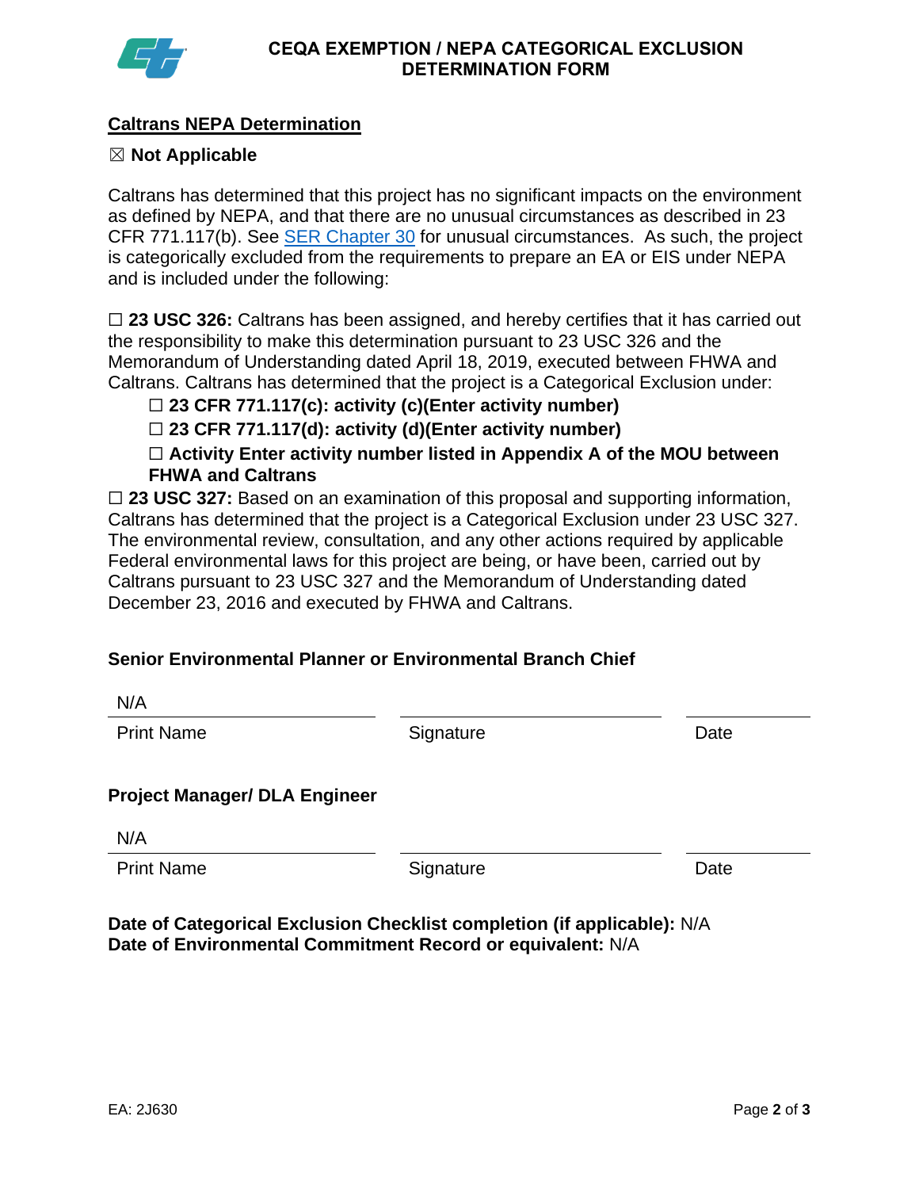# CEQA EXEMPTION / NEPA CATEGORICAL EXCLUSION DETERMINATION FORM

## Caltrans NEPA Determination

☒ **Not Applicable**

Caltrans has determined that this project has no significant impacts on the environment as defined by NEPA, and that there are no unusual circumstances as described in 23 CFR 771.117(b). See SER Chapter 30 for unusual circumstances. As such, the project is categorically excluded from the requirements to prepare an EA or EIS under NEPA and is included under the following:

☐ **23 USC 326:** Caltrans has been assigned, and hereby certifies that it has carried out the responsibility to make this determination pursuant to 23 USC 326 and the Memorandum of Understanding dated April 18, 2019, executed between FHWA and Caltrans. Caltrans has determined that the project is a Categorical Exclusion under:

- ☐ **23 CFR 771.117(c): activity (c)(Enter activity number)**
- ☐ **23 CFR 771.117(d): activity (d)(Enter activity number)**
- ☐ **Activity Enter activity number listed in Appendix A of the MOU between FHWA and Caltrans**

☐ **23 USC 327:** Based on an examination of this proposal and supporting information, Caltrans has determined that the project is a Categorical Exclusion under 23 USC 327. The environmental review, consultation, and any other actions required by applicable Federal environmental laws for this project are being, or have been, carried out by Caltrans pursuant to 23 USC 327 and the Memorandum of Understanding dated December 23, 2016 and executed by FHWA and Caltrans.

**Senior Environmental Planner or Environmental Branch Chief**

| N/A | | |
|---|---|---|
| Print Name | Signature | Date |

**Project Manager/ DLA Engineer**

| N/A | | |
|---|---|---|
| Print Name | Signature | Date |

**Date of Categorical Exclusion Checklist completion (if applicable):** N/A
**Date of Environmental Commitment Record or equivalent:** N/A

EA: 2J630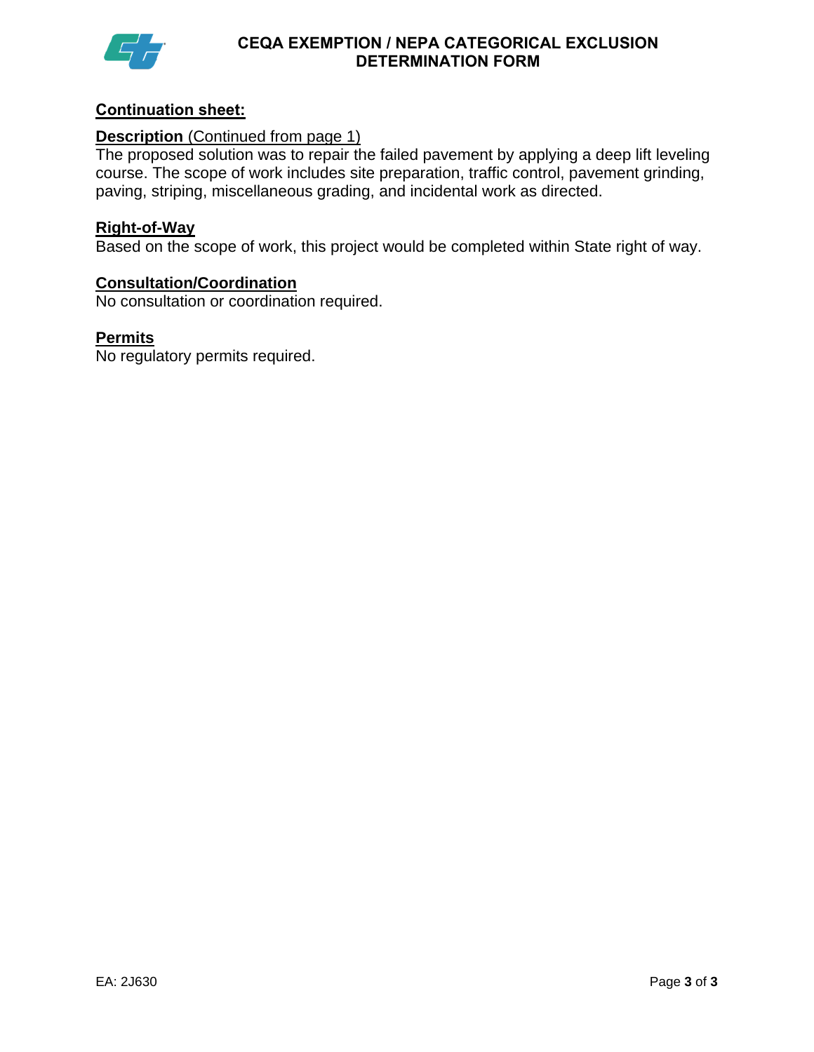## Continuation sheet:

**Description** (Continued from page 1)

The proposed solution was to repair the failed pavement by applying a deep lift leveling course. The scope of work includes site preparation, traffic control, pavement grinding, paving, striping, miscellaneous grading, and incidental work as directed.

**Right-of-Way**

Based on the scope of work, this project would be completed within State right of way.

**Consultation/Coordination**

No consultation or coordination required.

**Permits**

No regulatory permits required.